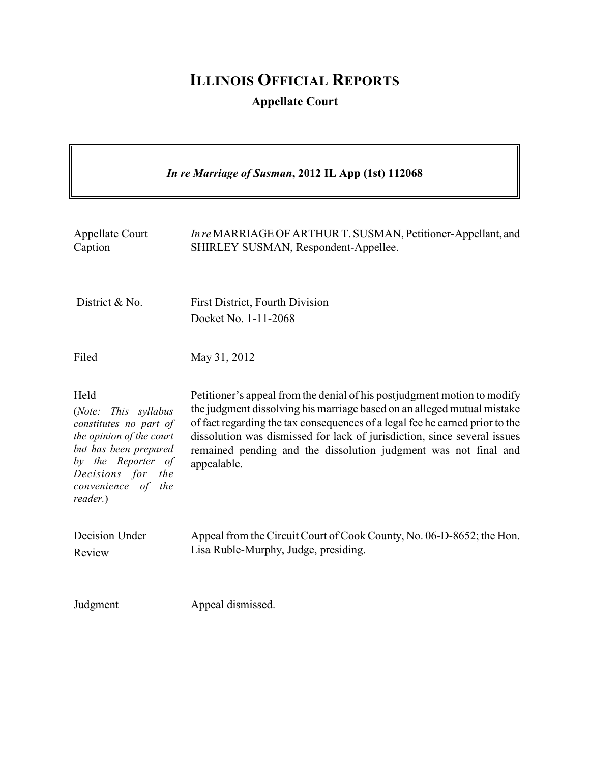# ILLINOIS OFFICIAL REPORTS

## Appellate Court

***In re Marriage of Susman*, 2012 IL App (1st) 112068**

| | |
|---|---|
| Appellate Court Caption | *In re* MARRIAGE OF ARTHUR T. SUSMAN, Petitioner-Appellant, and SHIRLEY SUSMAN, Respondent-Appellee. |
| District & No. | First District, Fourth Division<br>Docket No. 1-11-2068 |
| Filed | May 31, 2012 |
| Held<br>(*Note: This syllabus constitutes no part of the opinion of the court but has been prepared by the Reporter of Decisions for the convenience of the reader.*) | Petitioner's appeal from the denial of his postjudgment motion to modify the judgment dissolving his marriage based on an alleged mutual mistake of fact regarding the tax consequences of a legal fee he earned prior to the dissolution was dismissed for lack of jurisdiction, since several issues remained pending and the dissolution judgment was not final and appealable. |
| Decision Under Review | Appeal from the Circuit Court of Cook County, No. 06-D-8652; the Hon. Lisa Ruble-Murphy, Judge, presiding. |
| Judgment | Appeal dismissed. |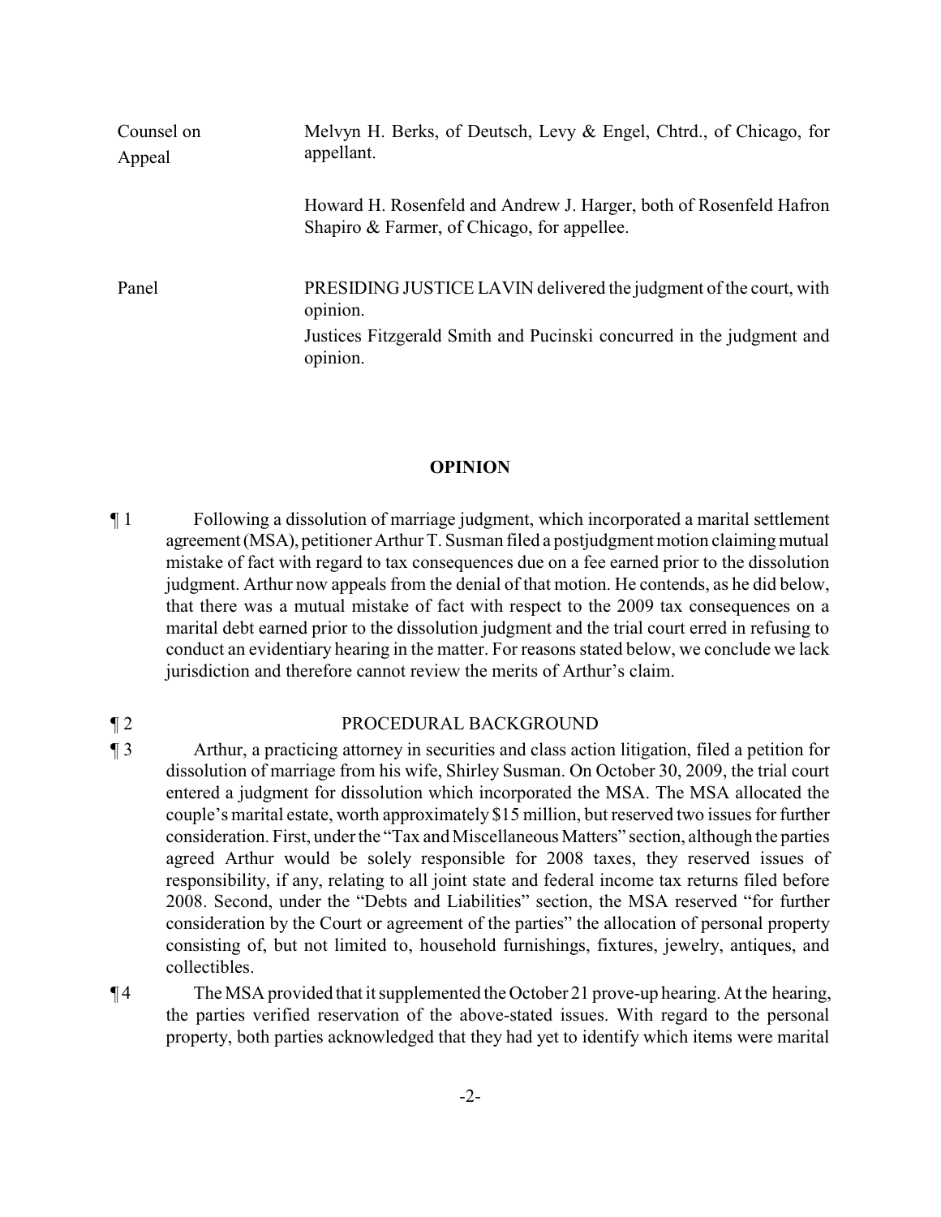| Counsel on Appeal | Melvyn H. Berks, of Deutsch, Levy & Engel, Chtrd., of Chicago, for appellant. |
|---|---|
| | Howard H. Rosenfeld and Andrew J. Harger, both of Rosenfeld Hafron Shapiro & Farmer, of Chicago, for appellee. |
| Panel | PRESIDING JUSTICE LAVIN delivered the judgment of the court, with opinion. Justices Fitzgerald Smith and Pucinski concurred in the judgment and opinion. |

## OPINION

¶ 1 Following a dissolution of marriage judgment, which incorporated a marital settlement agreement (MSA), petitioner Arthur T. Susman filed a postjudgment motion claiming mutual mistake of fact with regard to tax consequences due on a fee earned prior to the dissolution judgment. Arthur now appeals from the denial of that motion. He contends, as he did below, that there was a mutual mistake of fact with respect to the 2009 tax consequences on a marital debt earned prior to the dissolution judgment and the trial court erred in refusing to conduct an evidentiary hearing in the matter. For reasons stated below, we conclude we lack jurisdiction and therefore cannot review the merits of Arthur's claim.

¶ 2 PROCEDURAL BACKGROUND

¶ 3 Arthur, a practicing attorney in securities and class action litigation, filed a petition for dissolution of marriage from his wife, Shirley Susman. On October 30, 2009, the trial court entered a judgment for dissolution which incorporated the MSA. The MSA allocated the couple's marital estate, worth approximately $15 million, but reserved two issues for further consideration. First, under the "Tax and Miscellaneous Matters" section, although the parties agreed Arthur would be solely responsible for 2008 taxes, they reserved issues of responsibility, if any, relating to all joint state and federal income tax returns filed before 2008. Second, under the "Debts and Liabilities" section, the MSA reserved "for further consideration by the Court or agreement of the parties" the allocation of personal property consisting of, but not limited to, household furnishings, fixtures, jewelry, antiques, and collectibles.

¶ 4 The MSA provided that it supplemented the October 21 prove-up hearing. At the hearing, the parties verified reservation of the above-stated issues. With regard to the personal property, both parties acknowledged that they had yet to identify which items were marital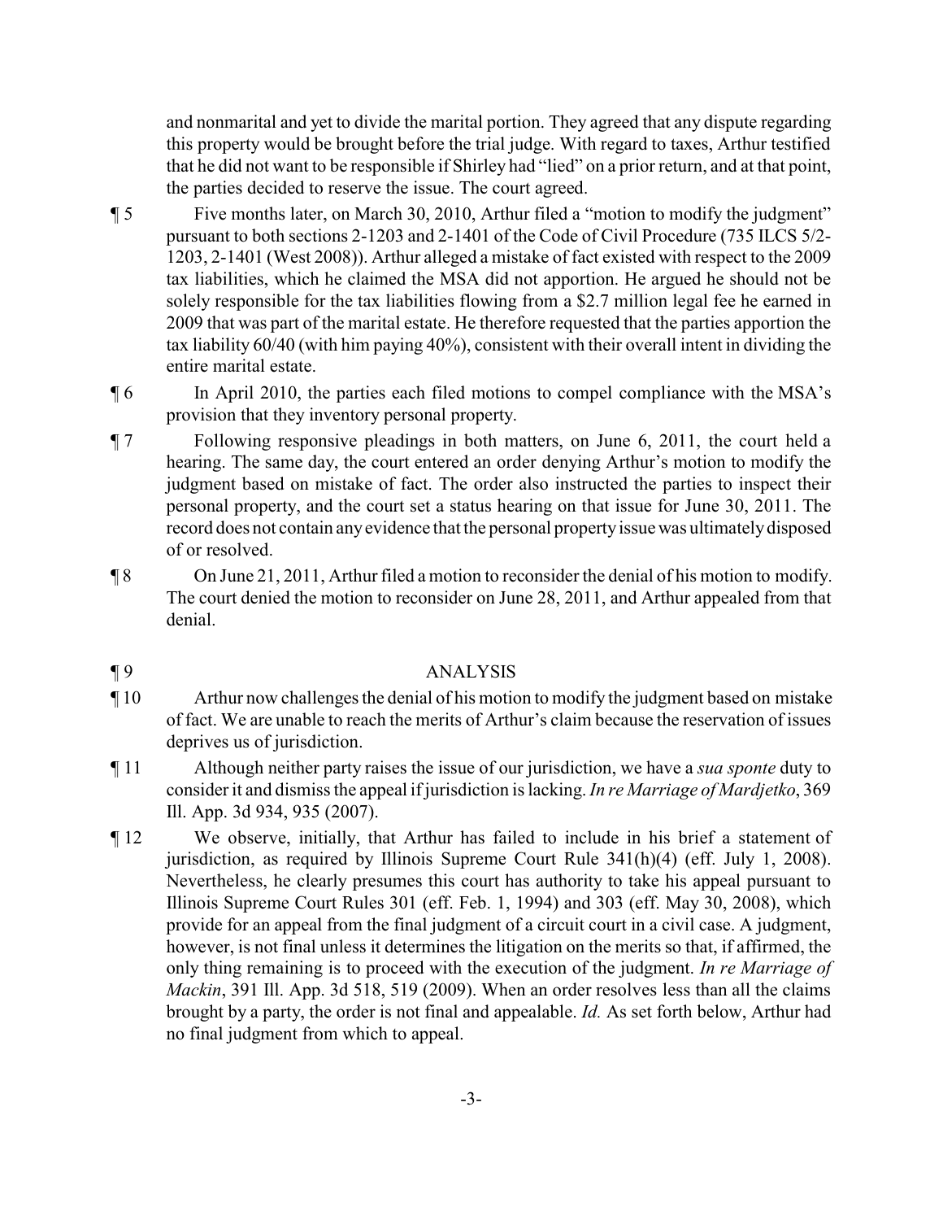and nonmarital and yet to divide the marital portion. They agreed that any dispute regarding this property would be brought before the trial judge. With regard to taxes, Arthur testified that he did not want to be responsible if Shirley had "lied" on a prior return, and at that point, the parties decided to reserve the issue. The court agreed.

¶ 5 Five months later, on March 30, 2010, Arthur filed a "motion to modify the judgment" pursuant to both sections 2-1203 and 2-1401 of the Code of Civil Procedure (735 ILCS 5/2-1203, 2-1401 (West 2008)). Arthur alleged a mistake of fact existed with respect to the 2009 tax liabilities, which he claimed the MSA did not apportion. He argued he should not be solely responsible for the tax liabilities flowing from a $2.7 million legal fee he earned in 2009 that was part of the marital estate. He therefore requested that the parties apportion the tax liability 60/40 (with him paying 40%), consistent with their overall intent in dividing the entire marital estate.

¶ 6 In April 2010, the parties each filed motions to compel compliance with the MSA's provision that they inventory personal property.

¶ 7 Following responsive pleadings in both matters, on June 6, 2011, the court held a hearing. The same day, the court entered an order denying Arthur's motion to modify the judgment based on mistake of fact. The order also instructed the parties to inspect their personal property, and the court set a status hearing on that issue for June 30, 2011. The record does not contain any evidence that the personal property issue was ultimately disposed of or resolved.

¶ 8 On June 21, 2011, Arthur filed a motion to reconsider the denial of his motion to modify. The court denied the motion to reconsider on June 28, 2011, and Arthur appealed from that denial.

## ¶ 9 ANALYSIS

¶ 10 Arthur now challenges the denial of his motion to modify the judgment based on mistake of fact. We are unable to reach the merits of Arthur's claim because the reservation of issues deprives us of jurisdiction.

¶ 11 Although neither party raises the issue of our jurisdiction, we have a *sua sponte* duty to consider it and dismiss the appeal if jurisdiction is lacking. *In re Marriage of Mardjetko*, 369 Ill. App. 3d 934, 935 (2007).

¶ 12 We observe, initially, that Arthur has failed to include in his brief a statement of jurisdiction, as required by Illinois Supreme Court Rule 341(h)(4) (eff. July 1, 2008). Nevertheless, he clearly presumes this court has authority to take his appeal pursuant to Illinois Supreme Court Rules 301 (eff. Feb. 1, 1994) and 303 (eff. May 30, 2008), which provide for an appeal from the final judgment of a circuit court in a civil case. A judgment, however, is not final unless it determines the litigation on the merits so that, if affirmed, the only thing remaining is to proceed with the execution of the judgment. *In re Marriage of Mackin*, 391 Ill. App. 3d 518, 519 (2009). When an order resolves less than all the claims brought by a party, the order is not final and appealable. *Id.* As set forth below, Arthur had no final judgment from which to appeal.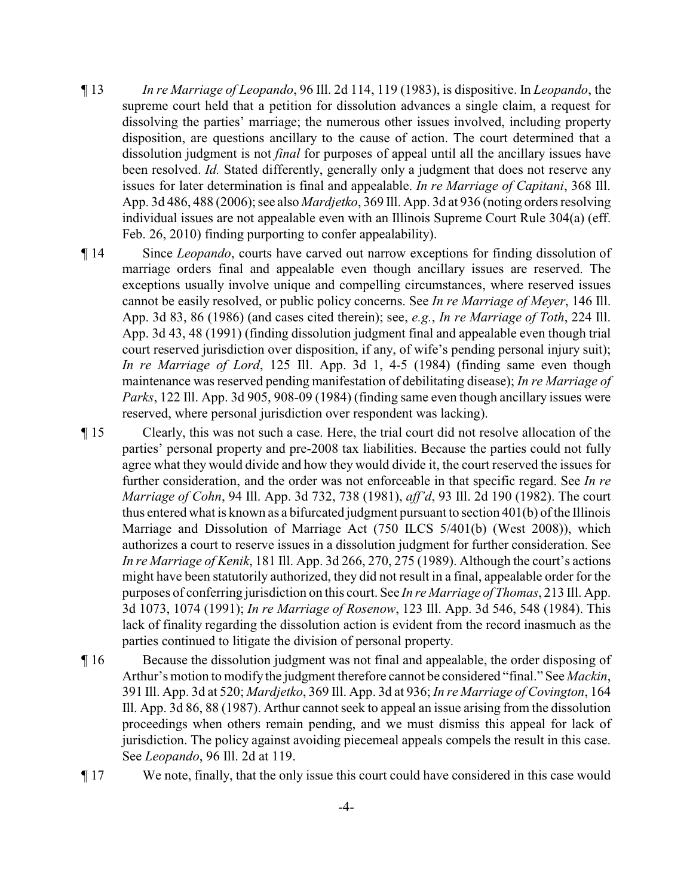¶ 13 *In re Marriage of Leopando*, 96 Ill. 2d 114, 119 (1983), is dispositive. In *Leopando*, the supreme court held that a petition for dissolution advances a single claim, a request for dissolving the parties' marriage; the numerous other issues involved, including property disposition, are questions ancillary to the cause of action. The court determined that a dissolution judgment is not *final* for purposes of appeal until all the ancillary issues have been resolved. *Id.* Stated differently, generally only a judgment that does not reserve any issues for later determination is final and appealable. *In re Marriage of Capitani*, 368 Ill. App. 3d 486, 488 (2006); see also *Mardjetko*, 369 Ill. App. 3d at 936 (noting orders resolving individual issues are not appealable even with an Illinois Supreme Court Rule 304(a) (eff. Feb. 26, 2010) finding purporting to confer appealability).

¶ 14 Since *Leopando*, courts have carved out narrow exceptions for finding dissolution of marriage orders final and appealable even though ancillary issues are reserved. The exceptions usually involve unique and compelling circumstances, where reserved issues cannot be easily resolved, or public policy concerns. See *In re Marriage of Meyer*, 146 Ill. App. 3d 83, 86 (1986) (and cases cited therein); see, *e.g.*, *In re Marriage of Toth*, 224 Ill. App. 3d 43, 48 (1991) (finding dissolution judgment final and appealable even though trial court reserved jurisdiction over disposition, if any, of wife's pending personal injury suit); *In re Marriage of Lord*, 125 Ill. App. 3d 1, 4-5 (1984) (finding same even though maintenance was reserved pending manifestation of debilitating disease); *In re Marriage of Parks*, 122 Ill. App. 3d 905, 908-09 (1984) (finding same even though ancillary issues were reserved, where personal jurisdiction over respondent was lacking).

¶ 15 Clearly, this was not such a case. Here, the trial court did not resolve allocation of the parties' personal property and pre-2008 tax liabilities. Because the parties could not fully agree what they would divide and how they would divide it, the court reserved the issues for further consideration, and the order was not enforceable in that specific regard. See *In re Marriage of Cohn*, 94 Ill. App. 3d 732, 738 (1981), *aff'd*, 93 Ill. 2d 190 (1982). The court thus entered what is known as a bifurcated judgment pursuant to section 401(b) of the Illinois Marriage and Dissolution of Marriage Act (750 ILCS 5/401(b) (West 2008)), which authorizes a court to reserve issues in a dissolution judgment for further consideration. See *In re Marriage of Kenik*, 181 Ill. App. 3d 266, 270, 275 (1989). Although the court's actions might have been statutorily authorized, they did not result in a final, appealable order for the purposes of conferring jurisdiction on this court. See *In re Marriage of Thomas*, 213 Ill. App. 3d 1073, 1074 (1991); *In re Marriage of Rosenow*, 123 Ill. App. 3d 546, 548 (1984). This lack of finality regarding the dissolution action is evident from the record inasmuch as the parties continued to litigate the division of personal property.

¶ 16 Because the dissolution judgment was not final and appealable, the order disposing of Arthur's motion to modify the judgment therefore cannot be considered "final." See *Mackin*, 391 Ill. App. 3d at 520; *Mardjetko*, 369 Ill. App. 3d at 936; *In re Marriage of Covington*, 164 Ill. App. 3d 86, 88 (1987). Arthur cannot seek to appeal an issue arising from the dissolution proceedings when others remain pending, and we must dismiss this appeal for lack of jurisdiction. The policy against avoiding piecemeal appeals compels the result in this case. See *Leopando*, 96 Ill. 2d at 119.

¶ 17 We note, finally, that the only issue this court could have considered in this case would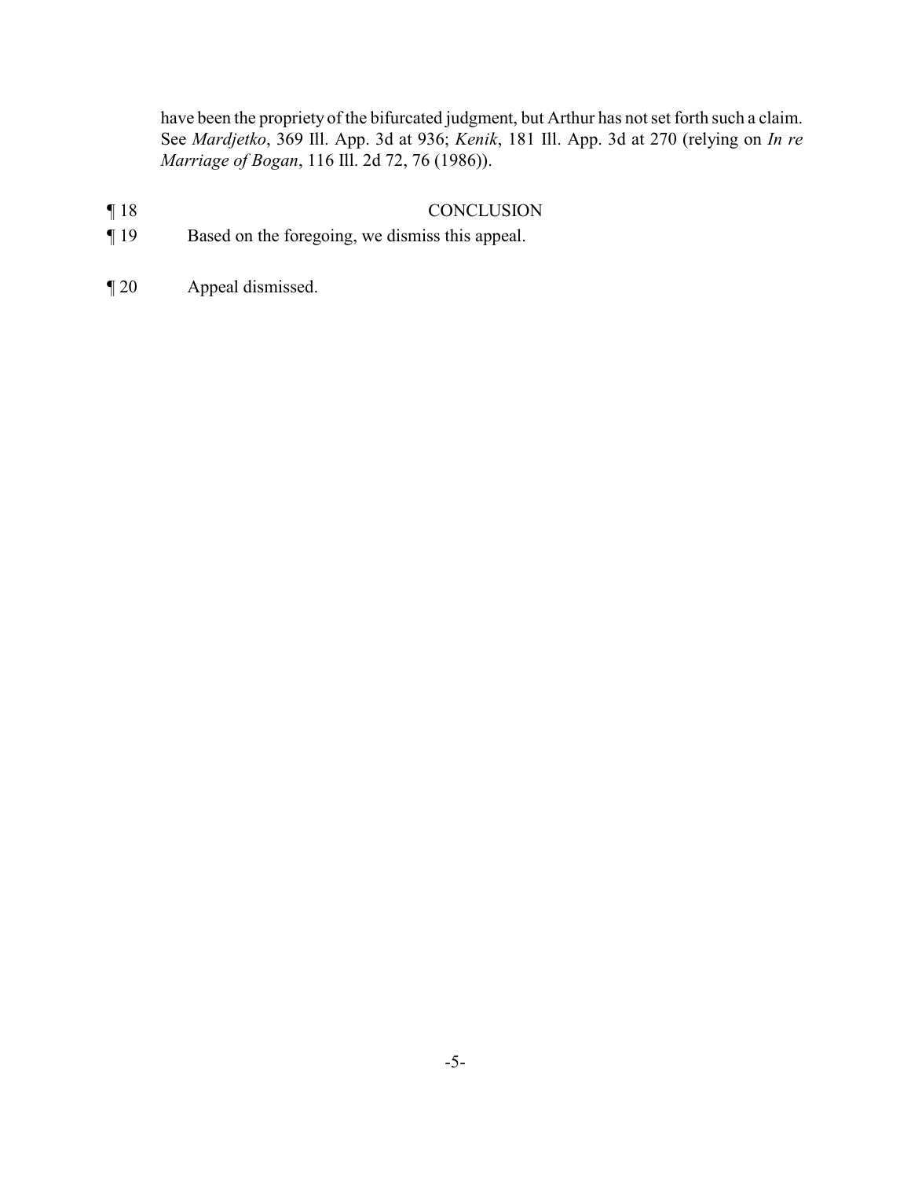have been the propriety of the bifurcated judgment, but Arthur has not set forth such a claim. See *Mardjetko*, 369 Ill. App. 3d at 936; *Kenik*, 181 Ill. App. 3d at 270 (relying on *In re Marriage of Bogan*, 116 Ill. 2d 72, 76 (1986)).

¶ 18 CONCLUSION

¶ 19 Based on the foregoing, we dismiss this appeal.

¶ 20 Appeal dismissed.